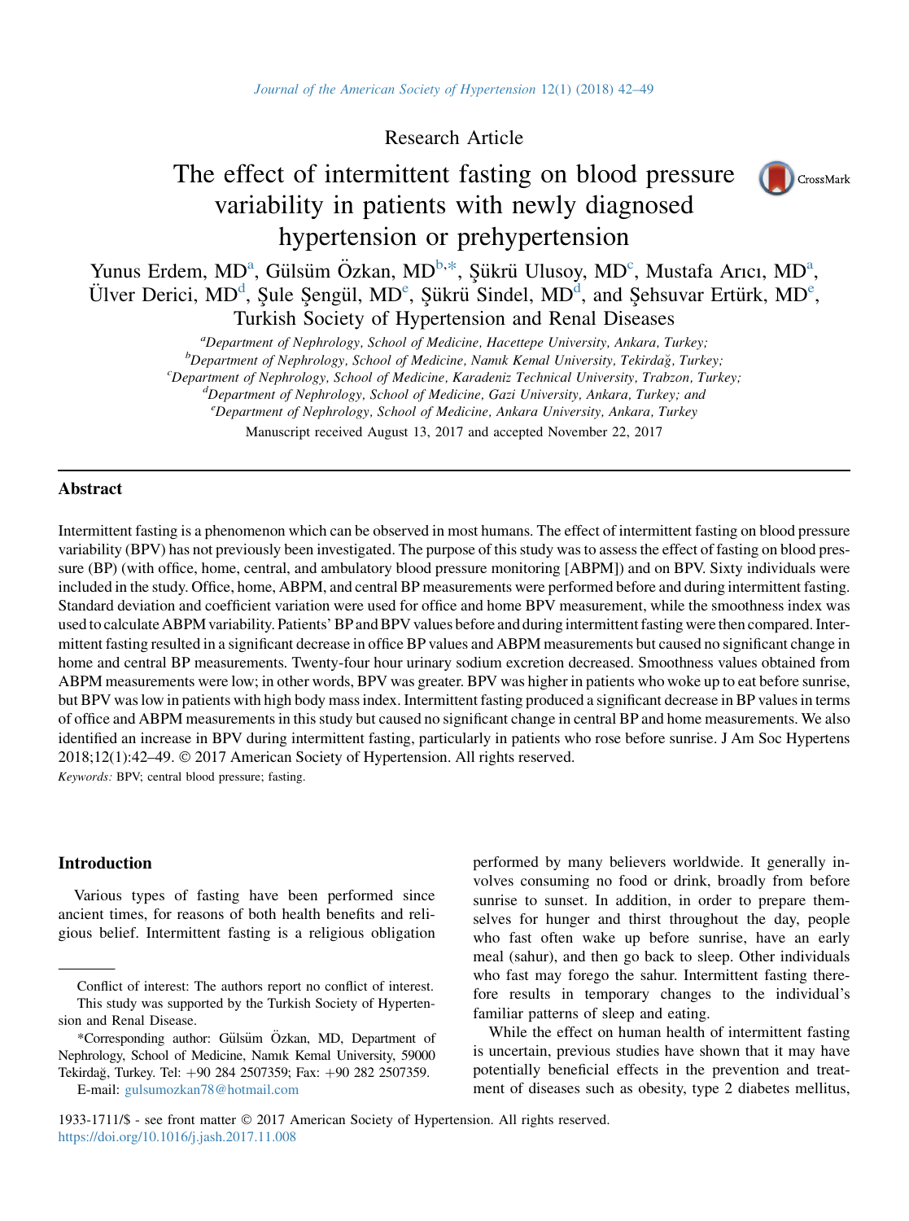Research Article

# The effect of intermittent fasting on blood pressure variability in patients with newly diagnosed hypertension or prehypertension

Yunus Erdem, MD[a], Gülsüm Özkan, MD[b,*], Şükrü Ulusoy, MD[c], Mustafa Arıcı, MD[a], Ülver Derici, MD[d], Şule Şengül, MD[e], Şükrü Sindel, MD[d], and Şehsuvar Ertürk, MD[e], Turkish Society of Hypertension and Renal Diseases

[a]*Department of Nephrology, School of Medicine, Hacettepe University, Ankara, Turkey;*
[b]*Department of Nephrology, School of Medicine, Namık Kemal University, Tekirdağ, Turkey;*
[c]*Department of Nephrology, School of Medicine, Karadeniz Technical University, Trabzon, Turkey;*
[d]*Department of Nephrology, School of Medicine, Gazi University, Ankara, Turkey; and*
[e]*Department of Nephrology, School of Medicine, Ankara University, Ankara, Turkey*

Manuscript received August 13, 2017 and accepted November 22, 2017

## Abstract

Intermittent fasting is a phenomenon which can be observed in most humans. The effect of intermittent fasting on blood pressure variability (BPV) has not previously been investigated. The purpose of this study was to assess the effect of fasting on blood pressure (BP) (with office, home, central, and ambulatory blood pressure monitoring [ABPM]) and on BPV. Sixty individuals were included in the study. Office, home, ABPM, and central BP measurements were performed before and during intermittent fasting. Standard deviation and coefficient variation were used for office and home BPV measurement, while the smoothness index was used to calculate ABPM variability. Patients' BP and BPV values before and during intermittent fasting were then compared. Intermittent fasting resulted in a significant decrease in office BP values and ABPM measurements but caused no significant change in home and central BP measurements. Twenty-four hour urinary sodium excretion decreased. Smoothness values obtained from ABPM measurements were low; in other words, BPV was greater. BPV was higher in patients who woke up to eat before sunrise, but BPV was low in patients with high body mass index. Intermittent fasting produced a significant decrease in BP values in terms of office and ABPM measurements in this study but caused no significant change in central BP and home measurements. We also identified an increase in BPV during intermittent fasting, particularly in patients who rose before sunrise. J Am Soc Hypertens 2018;12(1):42–49. © 2017 American Society of Hypertension. All rights reserved.

*Keywords:* BPV; central blood pressure; fasting.

## Introduction

Various types of fasting have been performed since ancient times, for reasons of both health benefits and religious belief. Intermittent fasting is a religious obligation performed by many believers worldwide. It generally involves consuming no food or drink, broadly from before sunrise to sunset. In addition, in order to prepare themselves for hunger and thirst throughout the day, people who fast often wake up before sunrise, have an early meal (sahur), and then go back to sleep. Other individuals who fast may forego the sahur. Intermittent fasting therefore results in temporary changes to the individual's familiar patterns of sleep and eating.

While the effect on human health of intermittent fasting is uncertain, previous studies have shown that it may have potentially beneficial effects in the prevention and treatment of diseases such as obesity, type 2 diabetes mellitus,

---

Conflict of interest: The authors report no conflict of interest.

This study was supported by the Turkish Society of Hypertension and Renal Disease.

*Corresponding author: Gülsüm Özkan, MD, Department of Nephrology, School of Medicine, Namık Kemal University, 59000 Tekirdağ, Turkey. Tel: +90 284 2507359; Fax: +90 282 2507359.

E-mail: gulsumozkan78@hotmail.com

1933-1711/$ - see front matter © 2017 American Society of Hypertension. All rights reserved.
https://doi.org/10.1016/j.jash.2017.11.008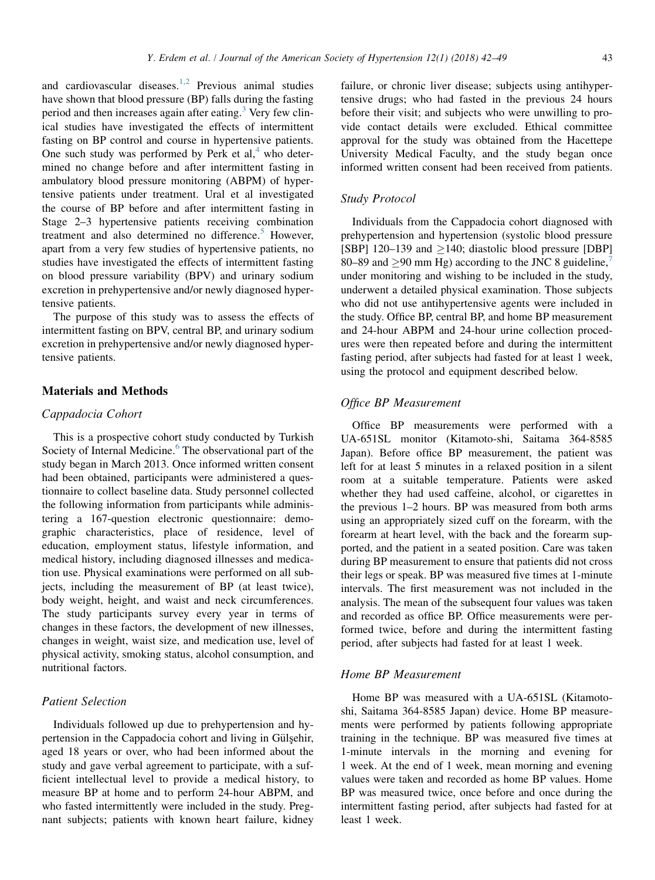and cardiovascular diseases.[1,2] Previous animal studies have shown that blood pressure (BP) falls during the fasting period and then increases again after eating.[3] Very few clinical studies have investigated the effects of intermittent fasting on BP control and course in hypertensive patients. One such study was performed by Perk et al,[4] who determined no change before and after intermittent fasting in ambulatory blood pressure monitoring (ABPM) of hypertensive patients under treatment. Ural et al investigated the course of BP before and after intermittent fasting in Stage 2–3 hypertensive patients receiving combination treatment and also determined no difference.[5] However, apart from a very few studies of hypertensive patients, no studies have investigated the effects of intermittent fasting on blood pressure variability (BPV) and urinary sodium excretion in prehypertensive and/or newly diagnosed hypertensive patients.

The purpose of this study was to assess the effects of intermittent fasting on BPV, central BP, and urinary sodium excretion in prehypertensive and/or newly diagnosed hypertensive patients.

## Materials and Methods

### *Cappadocia Cohort*

This is a prospective cohort study conducted by Turkish Society of Internal Medicine.[6] The observational part of the study began in March 2013. Once informed written consent had been obtained, participants were administered a questionnaire to collect baseline data. Study personnel collected the following information from participants while administering a 167-question electronic questionnaire: demographic characteristics, place of residence, level of education, employment status, lifestyle information, and medical history, including diagnosed illnesses and medication use. Physical examinations were performed on all subjects, including the measurement of BP (at least twice), body weight, height, and waist and neck circumferences. The study participants survey every year in terms of changes in these factors, the development of new illnesses, changes in weight, waist size, and medication use, level of physical activity, smoking status, alcohol consumption, and nutritional factors.

### *Patient Selection*

Individuals followed up due to prehypertension and hypertension in the Cappadocia cohort and living in Gülşehir, aged 18 years or over, who had been informed about the study and gave verbal agreement to participate, with a sufficient intellectual level to provide a medical history, to measure BP at home and to perform 24-hour ABPM, and who fasted intermittently were included in the study. Pregnant subjects; patients with known heart failure, kidney failure, or chronic liver disease; subjects using antihypertensive drugs; who had fasted in the previous 24 hours before their visit; and subjects who were unwilling to provide contact details were excluded. Ethical committee approval for the study was obtained from the Hacettepe University Medical Faculty, and the study began once informed written consent had been received from patients.

### *Study Protocol*

Individuals from the Cappadocia cohort diagnosed with prehypertension and hypertension (systolic blood pressure [SBP] 120–139 and $\geq$140; diastolic blood pressure [DBP] 80–89 and $\geq$90 mm Hg) according to the JNC 8 guideline,[7] under monitoring and wishing to be included in the study, underwent a detailed physical examination. Those subjects who did not use antihypertensive agents were included in the study. Office BP, central BP, and home BP measurement and 24-hour ABPM and 24-hour urine collection procedures were then repeated before and during the intermittent fasting period, after subjects had fasted for at least 1 week, using the protocol and equipment described below.

### *Office BP Measurement*

Office BP measurements were performed with a UA-651SL monitor (Kitamoto-shi, Saitama 364-8585 Japan). Before office BP measurement, the patient was left for at least 5 minutes in a relaxed position in a silent room at a suitable temperature. Patients were asked whether they had used caffeine, alcohol, or cigarettes in the previous 1–2 hours. BP was measured from both arms using an appropriately sized cuff on the forearm, with the forearm at heart level, with the back and the forearm supported, and the patient in a seated position. Care was taken during BP measurement to ensure that patients did not cross their legs or speak. BP was measured five times at 1-minute intervals. The first measurement was not included in the analysis. The mean of the subsequent four values was taken and recorded as office BP. Office measurements were performed twice, before and during the intermittent fasting period, after subjects had fasted for at least 1 week.

### *Home BP Measurement*

Home BP was measured with a UA-651SL (Kitamoto-shi, Saitama 364-8585 Japan) device. Home BP measurements were performed by patients following appropriate training in the technique. BP was measured five times at 1-minute intervals in the morning and evening for 1 week. At the end of 1 week, mean morning and evening values were taken and recorded as home BP values. Home BP was measured twice, once before and once during the intermittent fasting period, after subjects had fasted for at least 1 week.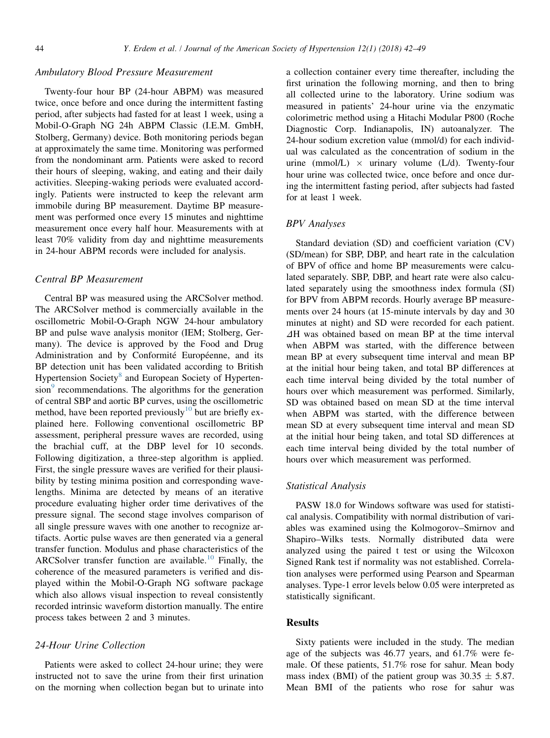### Ambulatory Blood Pressure Measurement

Twenty-four hour BP (24-hour ABPM) was measured twice, once before and once during the intermittent fasting period, after subjects had fasted for at least 1 week, using a Mobil-O-Graph NG 24h ABPM Classic (I.E.M. GmbH, Stolberg, Germany) device. Both monitoring periods began at approximately the same time. Monitoring was performed from the nondominant arm. Patients were asked to record their hours of sleeping, waking, and eating and their daily activities. Sleeping-waking periods were evaluated accordingly. Patients were instructed to keep the relevant arm immobile during BP measurement. Daytime BP measurement was performed once every 15 minutes and nighttime measurement once every half hour. Measurements with at least 70% validity from day and nighttime measurements in 24-hour ABPM records were included for analysis.

### Central BP Measurement

Central BP was measured using the ARCSolver method. The ARCSolver method is commercially available in the oscillometric Mobil-O-Graph NGW 24-hour ambulatory BP and pulse wave analysis monitor (IEM; Stolberg, Germany). The device is approved by the Food and Drug Administration and by Conformité Européenne, and its BP detection unit has been validated according to British Hypertension Society[8] and European Society of Hypertension[9] recommendations. The algorithms for the generation of central SBP and aortic BP curves, using the oscillometric method, have been reported previously[10] but are briefly explained here. Following conventional oscillometric BP assessment, peripheral pressure waves are recorded, using the brachial cuff, at the DBP level for 10 seconds. Following digitization, a three-step algorithm is applied. First, the single pressure waves are verified for their plausibility by testing minima position and corresponding wavelengths. Minima are detected by means of an iterative procedure evaluating higher order time derivatives of the pressure signal. The second stage involves comparison of all single pressure waves with one another to recognize artifacts. Aortic pulse waves are then generated via a general transfer function. Modulus and phase characteristics of the ARCSolver transfer function are available.[10] Finally, the coherence of the measured parameters is verified and displayed within the Mobil-O-Graph NG software package which also allows visual inspection to reveal consistently recorded intrinsic waveform distortion manually. The entire process takes between 2 and 3 minutes.

### 24-Hour Urine Collection

Patients were asked to collect 24-hour urine; they were instructed not to save the urine from their first urination on the morning when collection began but to urinate into a collection container every time thereafter, including the first urination the following morning, and then to bring all collected urine to the laboratory. Urine sodium was measured in patients' 24-hour urine via the enzymatic colorimetric method using a Hitachi Modular P800 (Roche Diagnostic Corp. Indianapolis, IN) autoanalyzer. The 24-hour sodium excretion value (mmol/d) for each individual was calculated as the concentration of sodium in the urine (mmol/L) $\times$ urinary volume (L/d). Twenty-four hour urine was collected twice, once before and once during the intermittent fasting period, after subjects had fasted for at least 1 week.

### BPV Analyses

Standard deviation (SD) and coefficient variation (CV) (SD/mean) for SBP, DBP, and heart rate in the calculation of BPV of office and home BP measurements were calculated separately. SBP, DBP, and heart rate were also calculated separately using the smoothness index formula (SI) for BPV from ABPM records. Hourly average BP measurements over 24 hours (at 15-minute intervals by day and 30 minutes at night) and SD were recorded for each patient. $\Delta$H was obtained based on mean BP at the time interval when ABPM was started, with the difference between mean BP at every subsequent time interval and mean BP at the initial hour being taken, and total BP differences at each time interval being divided by the total number of hours over which measurement was performed. Similarly, SD was obtained based on mean SD at the time interval when ABPM was started, with the difference between mean SD at every subsequent time interval and mean SD at the initial hour being taken, and total SD differences at each time interval being divided by the total number of hours over which measurement was performed.

### Statistical Analysis

PASW 18.0 for Windows software was used for statistical analysis. Compatibility with normal distribution of variables was examined using the Kolmogorov–Smirnov and Shapiro–Wilks tests. Normally distributed data were analyzed using the paired t test or using the Wilcoxon Signed Rank test if normality was not established. Correlation analyses were performed using Pearson and Spearman analyses. Type-1 error levels below 0.05 were interpreted as statistically significant.

## Results

Sixty patients were included in the study. The median age of the subjects was 46.77 years, and 61.7% were female. Of these patients, 51.7% rose for sahur. Mean body mass index (BMI) of the patient group was $30.35 \pm 5.87$. Mean BMI of the patients who rose for sahur was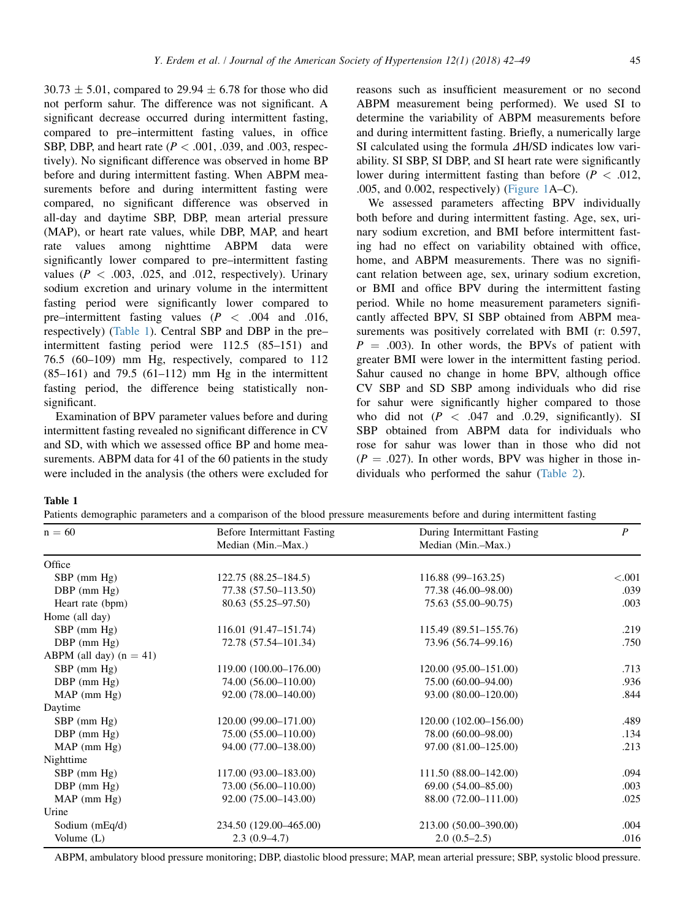30.73 ± 5.01, compared to 29.94 ± 6.78 for those who did not perform sahur. The difference was not significant. A significant decrease occurred during intermittent fasting, compared to pre–intermittent fasting values, in office SBP, DBP, and heart rate ($P < .001$, .039, and .003, respectively). No significant difference was observed in home BP before and during intermittent fasting. When ABPM measurements before and during intermittent fasting were compared, no significant difference was observed in all-day and daytime SBP, DBP, mean arterial pressure (MAP), or heart rate values, while DBP, MAP, and heart rate values among nighttime ABPM data were significantly lower compared to pre–intermittent fasting values ($P < .003$, .025, and .012, respectively). Urinary sodium excretion and urinary volume in the intermittent fasting period were significantly lower compared to pre–intermittent fasting values ($P < .004$ and .016, respectively) (Table 1). Central SBP and DBP in the pre–intermittent fasting period were 112.5 (85–151) and 76.5 (60–109) mm Hg, respectively, compared to 112 (85–161) and 79.5 (61–112) mm Hg in the intermittent fasting period, the difference being statistically non-significant.

Examination of BPV parameter values before and during intermittent fasting revealed no significant difference in CV and SD, with which we assessed office BP and home measurements. ABPM data for 41 of the 60 patients in the study were included in the analysis (the others were excluded for reasons such as insufficient measurement or no second ABPM measurement being performed). We used SI to determine the variability of ABPM measurements before and during intermittent fasting. Briefly, a numerically large SI calculated using the formula $\Delta H/SD$ indicates low variability. SI SBP, SI DBP, and SI heart rate were significantly lower during intermittent fasting than before ($P < .012$, .005, and 0.002, respectively) (Figure 1A–C).

We assessed parameters affecting BPV individually both before and during intermittent fasting. Age, sex, urinary sodium excretion, and BMI before intermittent fasting had no effect on variability obtained with office, home, and ABPM measurements. There was no significant relation between age, sex, urinary sodium excretion, or BMI and office BPV during the intermittent fasting period. While no home measurement parameters significantly affected BPV, SI SBP obtained from ABPM measurements was positively correlated with BMI (r: 0.597, $P = .003$). In other words, the BPVs of patient with greater BMI were lower in the intermittent fasting period. Sahur caused no change in home BPV, although office CV SBP and SD SBP among individuals who did rise for sahur were significantly higher compared to those who did not ($P < .047$ and .0.29, significantly). SI SBP obtained from ABPM data for individuals who rose for sahur was lower than in those who did not ($P = .027$). In other words, BPV was higher in those individuals who performed the sahur (Table 2).

**Table 1**

Patients demographic parameters and a comparison of the blood pressure measurements before and during intermittent fasting

| n = 60 | Before Intermittant Fasting Median (Min.–Max.) | During Intermittant Fasting Median (Min.–Max.) | *P* |
|---|---|---|---|
| Office | | | |
| SBP (mm Hg) | 122.75 (88.25–184.5) | 116.88 (99–163.25) | <.001 |
| DBP (mm Hg) | 77.38 (57.50–113.50) | 77.38 (46.00–98.00) | .039 |
| Heart rate (bpm) | 80.63 (55.25–97.50) | 75.63 (55.00–90.75) | .003 |
| Home (all day) | | | |
| SBP (mm Hg) | 116.01 (91.47–151.74) | 115.49 (89.51–155.76) | .219 |
| DBP (mm Hg) | 72.78 (57.54–101.34) | 73.96 (56.74–99.16) | .750 |
| ABPM (all day) (n = 41) | | | |
| SBP (mm Hg) | 119.00 (100.00–176.00) | 120.00 (95.00–151.00) | .713 |
| DBP (mm Hg) | 74.00 (56.00–110.00) | 75.00 (60.00–94.00) | .936 |
| MAP (mm Hg) | 92.00 (78.00–140.00) | 93.00 (80.00–120.00) | .844 |
| Daytime | | | |
| SBP (mm Hg) | 120.00 (99.00–171.00) | 120.00 (102.00–156.00) | .489 |
| DBP (mm Hg) | 75.00 (55.00–110.00) | 78.00 (60.00–98.00) | .134 |
| MAP (mm Hg) | 94.00 (77.00–138.00) | 97.00 (81.00–125.00) | .213 |
| Nighttime | | | |
| SBP (mm Hg) | 117.00 (93.00–183.00) | 111.50 (88.00–142.00) | .094 |
| DBP (mm Hg) | 73.00 (56.00–110.00) | 69.00 (54.00–85.00) | .003 |
| MAP (mm Hg) | 92.00 (75.00–143.00) | 88.00 (72.00–111.00) | .025 |
| Urine | | | |
| Sodium (mEq/d) | 234.50 (129.00–465.00) | 213.00 (50.00–390.00) | .004 |
| Volume (L) | 2.3 (0.9–4.7) | 2.0 (0.5–2.5) | .016 |

ABPM, ambulatory blood pressure monitoring; DBP, diastolic blood pressure; MAP, mean arterial pressure; SBP, systolic blood pressure.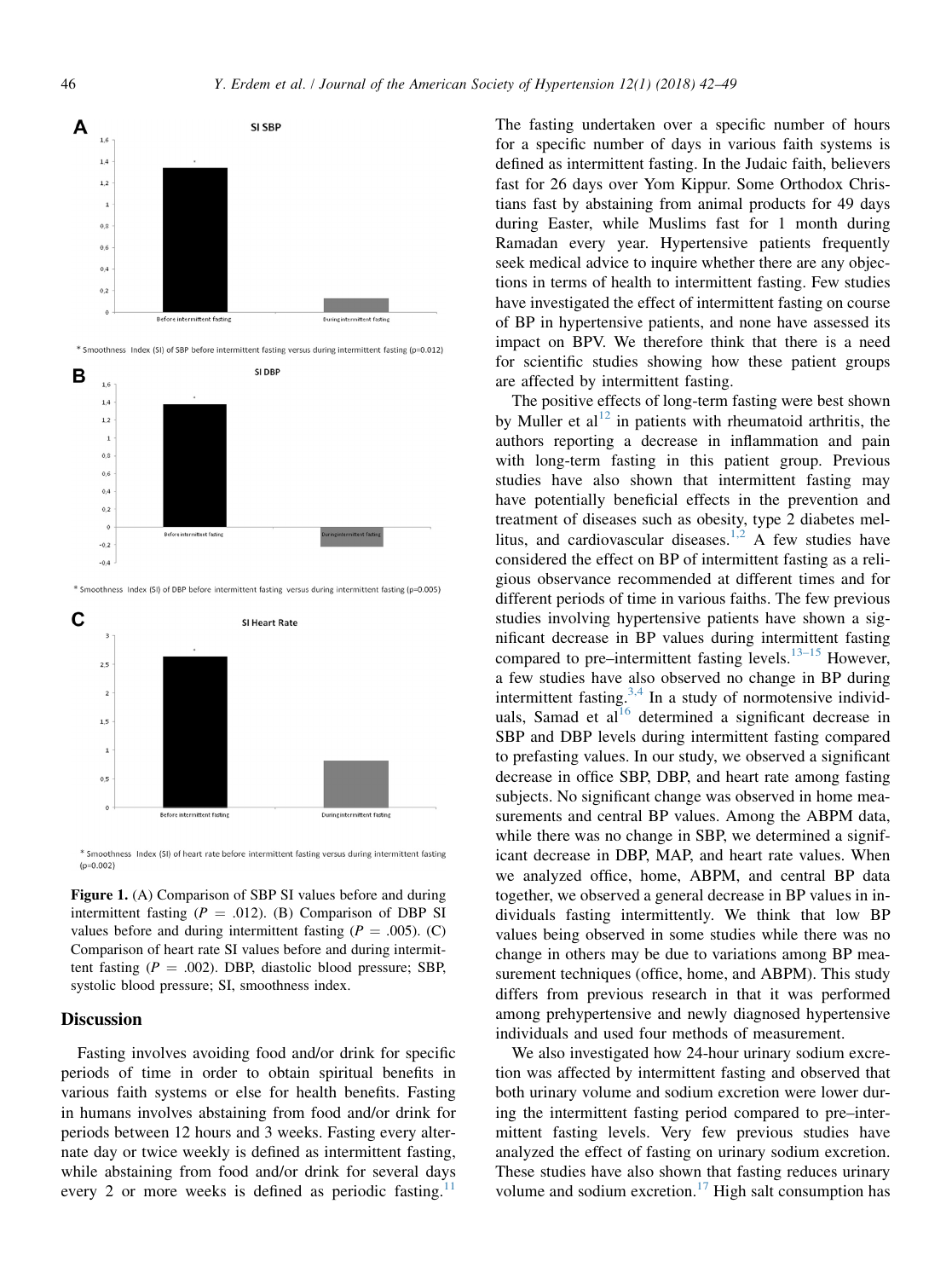**A** SI SBP

\* Smoothness Index (SI) of SBP before intermittent fasting versus during intermittent fasting (p=0.012)

**B** SI DBP

\* Smoothness Index (SI) of DBP before intermittent fasting versus during intermittent fasting (p=0.005)

**C** SI Heart Rate

\* Smoothness Index (SI) of heart rate before intermittent fasting versus during intermittent fasting (p=0.002)

**Figure 1.** (A) Comparison of SBP SI values before and during intermittent fasting ($P = .012$). (B) Comparison of DBP SI values before and during intermittent fasting ($P = .005$). (C) Comparison of heart rate SI values before and during intermittent fasting ($P = .002$). DBP, diastolic blood pressure; SBP, systolic blood pressure; SI, smoothness index.

## Discussion

Fasting involves avoiding food and/or drink for specific periods of time in order to obtain spiritual benefits in various faith systems or else for health benefits. Fasting in humans involves abstaining from food and/or drink for periods between 12 hours and 3 weeks. Fasting every alternate day or twice weekly is defined as intermittent fasting, while abstaining from food and/or drink for several days every 2 or more weeks is defined as periodic fasting.[11] The fasting undertaken over a specific number of hours for a specific number of days in various faith systems is defined as intermittent fasting. In the Judaic faith, believers fast for 26 days over Yom Kippur. Some Orthodox Christians fast by abstaining from animal products for 49 days during Easter, while Muslims fast for 1 month during Ramadan every year. Hypertensive patients frequently seek medical advice to inquire whether there are any objections in terms of health to intermittent fasting. Few studies have investigated the effect of intermittent fasting on course of BP in hypertensive patients, and none have assessed its impact on BPV. We therefore think that there is a need for scientific studies showing how these patient groups are affected by intermittent fasting.

The positive effects of long-term fasting were best shown by Muller et al[12] in patients with rheumatoid arthritis, the authors reporting a decrease in inflammation and pain with long-term fasting in this patient group. Previous studies have also shown that intermittent fasting may have potentially beneficial effects in the prevention and treatment of diseases such as obesity, type 2 diabetes mellitus, and cardiovascular diseases.[1,2] A few studies have considered the effect on BP of intermittent fasting as a religious observance recommended at different times and for different periods of time in various faiths. The few previous studies involving hypertensive patients have shown a significant decrease in BP values during intermittent fasting compared to pre–intermittent fasting levels.[13–15] However, a few studies have also observed no change in BP during intermittent fasting.[3,4] In a study of normotensive individuals, Samad et al[16] determined a significant decrease in SBP and DBP levels during intermittent fasting compared to prefasting values. In our study, we observed a significant decrease in office SBP, DBP, and heart rate among fasting subjects. No significant change was observed in home measurements and central BP values. Among the ABPM data, while there was no change in SBP, we determined a significant decrease in DBP, MAP, and heart rate values. When we analyzed office, home, ABPM, and central BP data together, we observed a general decrease in BP values in individuals fasting intermittently. We think that low BP values being observed in some studies while there was no change in others may be due to variations among BP measurement techniques (office, home, and ABPM). This study differs from previous research in that it was performed among prehypertensive and newly diagnosed hypertensive individuals and used four methods of measurement.

We also investigated how 24-hour urinary sodium excretion was affected by intermittent fasting and observed that both urinary volume and sodium excretion were lower during the intermittent fasting period compared to pre–intermittent fasting levels. Very few previous studies have analyzed the effect of fasting on urinary sodium excretion. These studies have also shown that fasting reduces urinary volume and sodium excretion.[17] High salt consumption has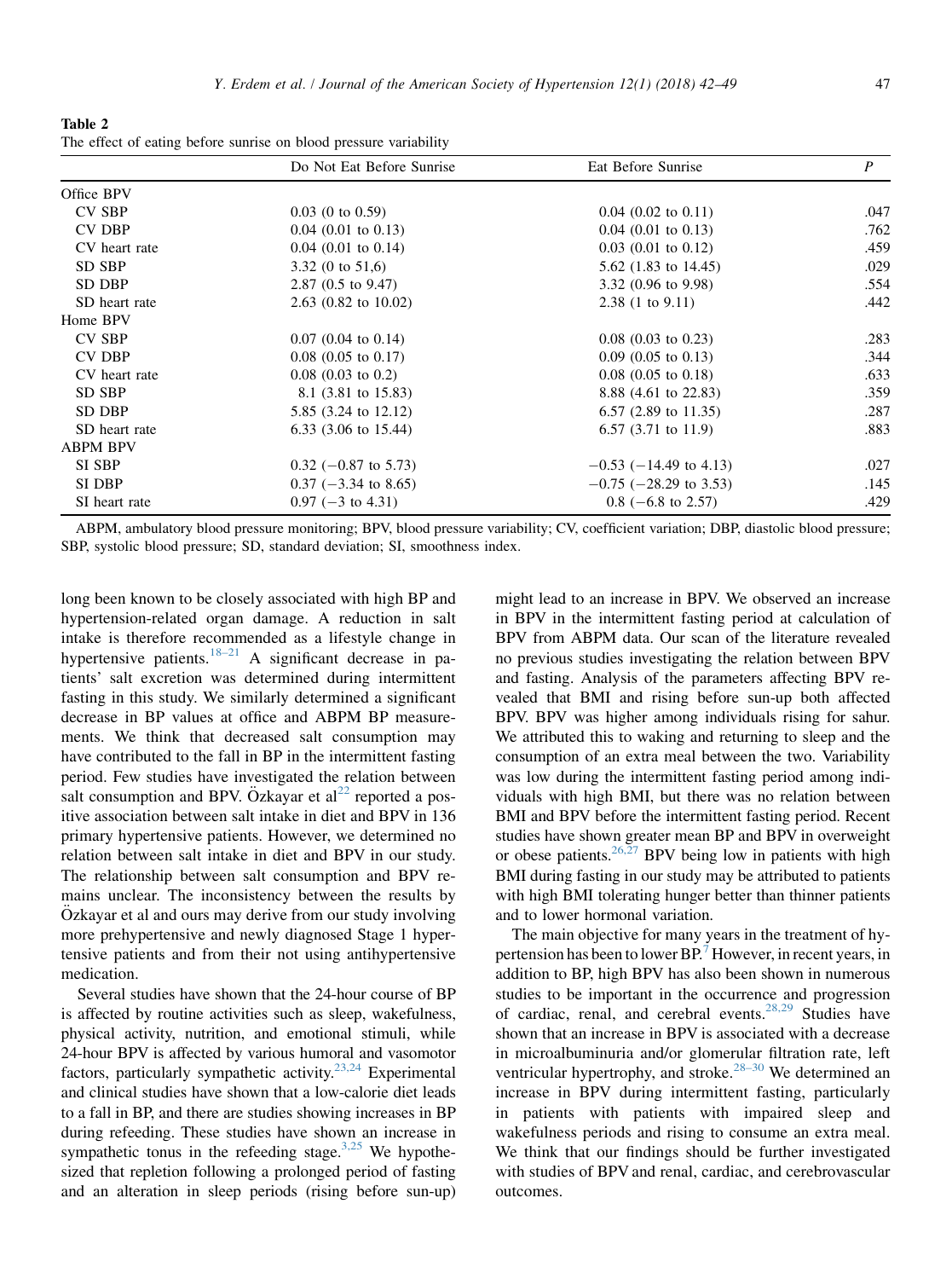**Table 2**
The effect of eating before sunrise on blood pressure variability

| | Do Not Eat Before Sunrise | Eat Before Sunrise | *P* |
|---|---|---|---|
| Office BPV | | | |
| CV SBP | 0.03 (0 to 0.59) | 0.04 (0.02 to 0.11) | .047 |
| CV DBP | 0.04 (0.01 to 0.13) | 0.04 (0.01 to 0.13) | .762 |
| CV heart rate | 0.04 (0.01 to 0.14) | 0.03 (0.01 to 0.12) | .459 |
| SD SBP | 3.32 (0 to 51,6) | 5.62 (1.83 to 14.45) | .029 |
| SD DBP | 2.87 (0.5 to 9.47) | 3.32 (0.96 to 9.98) | .554 |
| SD heart rate | 2.63 (0.82 to 10.02) | 2.38 (1 to 9.11) | .442 |
| Home BPV | | | |
| CV SBP | 0.07 (0.04 to 0.14) | 0.08 (0.03 to 0.23) | .283 |
| CV DBP | 0.08 (0.05 to 0.17) | 0.09 (0.05 to 0.13) | .344 |
| CV heart rate | 0.08 (0.03 to 0.2) | 0.08 (0.05 to 0.18) | .633 |
| SD SBP | 8.1 (3.81 to 15.83) | 8.88 (4.61 to 22.83) | .359 |
| SD DBP | 5.85 (3.24 to 12.12) | 6.57 (2.89 to 11.35) | .287 |
| SD heart rate | 6.33 (3.06 to 15.44) | 6.57 (3.71 to 11.9) | .883 |
| ABPM BPV | | | |
| SI SBP | 0.32 (−0.87 to 5.73) | −0.53 (−14.49 to 4.13) | .027 |
| SI DBP | 0.37 (−3.34 to 8.65) | −0.75 (−28.29 to 3.53) | .145 |
| SI heart rate | 0.97 (−3 to 4.31) | 0.8 (−6.8 to 2.57) | .429 |

ABPM, ambulatory blood pressure monitoring; BPV, blood pressure variability; CV, coefficient variation; DBP, diastolic blood pressure; SBP, systolic blood pressure; SD, standard deviation; SI, smoothness index.

long been known to be closely associated with high BP and hypertension-related organ damage. A reduction in salt intake is therefore recommended as a lifestyle change in hypertensive patients.[18–21] A significant decrease in patients' salt excretion was determined during intermittent fasting in this study. We similarly determined a significant decrease in BP values at office and ABPM BP measurements. We think that decreased salt consumption may have contributed to the fall in BP in the intermittent fasting period. Few studies have investigated the relation between salt consumption and BPV. Özkayar et al[22] reported a positive association between salt intake in diet and BPV in 136 primary hypertensive patients. However, we determined no relation between salt intake in diet and BPV in our study. The relationship between salt consumption and BPV remains unclear. The inconsistency between the results by Özkayar et al and ours may derive from our study involving more prehypertensive and newly diagnosed Stage 1 hypertensive patients and from their not using antihypertensive medication.

Several studies have shown that the 24-hour course of BP is affected by routine activities such as sleep, wakefulness, physical activity, nutrition, and emotional stimuli, while 24-hour BPV is affected by various humoral and vasomotor factors, particularly sympathetic activity.[23,24] Experimental and clinical studies have shown that a low-calorie diet leads to a fall in BP, and there are studies showing increases in BP during refeeding. These studies have shown an increase in sympathetic tonus in the refeeding stage.[3,25] We hypothesized that repletion following a prolonged period of fasting and an alteration in sleep periods (rising before sun-up) might lead to an increase in BPV. We observed an increase in BPV in the intermittent fasting period at calculation of BPV from ABPM data. Our scan of the literature revealed no previous studies investigating the relation between BPV and fasting. Analysis of the parameters affecting BPV revealed that BMI and rising before sun-up both affected BPV. BPV was higher among individuals rising for sahur. We attributed this to waking and returning to sleep and the consumption of an extra meal between the two. Variability was low during the intermittent fasting period among individuals with high BMI, but there was no relation between BMI and BPV before the intermittent fasting period. Recent studies have shown greater mean BP and BPV in overweight or obese patients.[26,27] BPV being low in patients with high BMI during fasting in our study may be attributed to patients with high BMI tolerating hunger better than thinner patients and to lower hormonal variation.

The main objective for many years in the treatment of hypertension has been to lower BP.[7] However, in recent years, in addition to BP, high BPV has also been shown in numerous studies to be important in the occurrence and progression of cardiac, renal, and cerebral events.[28,29] Studies have shown that an increase in BPV is associated with a decrease in microalbuminuria and/or glomerular filtration rate, left ventricular hypertrophy, and stroke.[28–30] We determined an increase in BPV during intermittent fasting, particularly in patients with patients with impaired sleep and wakefulness periods and rising to consume an extra meal. We think that our findings should be further investigated with studies of BPV and renal, cardiac, and cerebrovascular outcomes.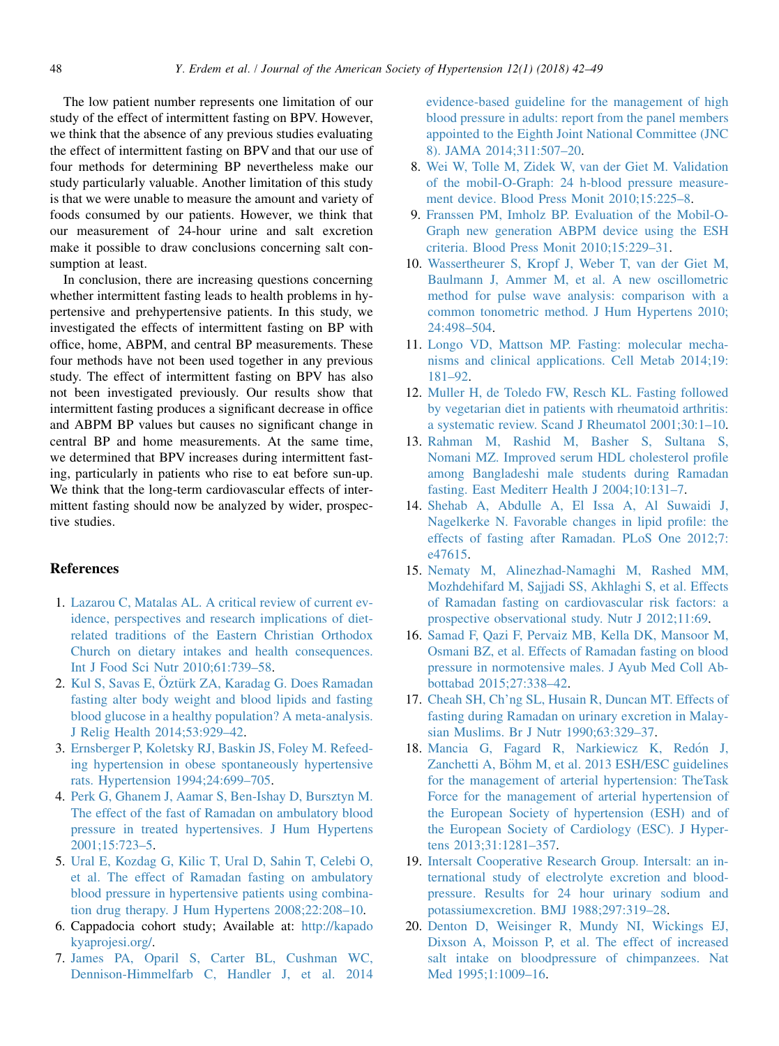The low patient number represents one limitation of our study of the effect of intermittent fasting on BPV. However, we think that the absence of any previous studies evaluating the effect of intermittent fasting on BPV and that our use of four methods for determining BP nevertheless make our study particularly valuable. Another limitation of this study is that we were unable to measure the amount and variety of foods consumed by our patients. However, we think that our measurement of 24-hour urine and salt excretion make it possible to draw conclusions concerning salt consumption at least.

In conclusion, there are increasing questions concerning whether intermittent fasting leads to health problems in hypertensive and prehypertensive patients. In this study, we investigated the effects of intermittent fasting on BP with office, home, ABPM, and central BP measurements. These four methods have not been used together in any previous study. The effect of intermittent fasting on BPV has also not been investigated previously. Our results show that intermittent fasting produces a significant decrease in office and ABPM BP values but causes no significant change in central BP and home measurements. At the same time, we determined that BPV increases during intermittent fasting, particularly in patients who rise to eat before sun-up. We think that the long-term cardiovascular effects of intermittent fasting should now be analyzed by wider, prospective studies.

## References

1. Lazarou C, Matalas AL. A critical review of current evidence, perspectives and research implications of diet-related traditions of the Eastern Christian Orthodox Church on dietary intakes and health consequences. Int J Food Sci Nutr 2010;61:739–58.
2. Kul S, Savas E, Öztürk ZA, Karadag G. Does Ramadan fasting alter body weight and blood lipids and fasting blood glucose in a healthy population? A meta-analysis. J Relig Health 2014;53:929–42.
3. Ernsberger P, Koletsky RJ, Baskin JS, Foley M. Refeeding hypertension in obese spontaneously hypertensive rats. Hypertension 1994;24:699–705.
4. Perk G, Ghanem J, Aamar S, Ben-Ishay D, Bursztyn M. The effect of the fast of Ramadan on ambulatory blood pressure in treated hypertensives. J Hum Hypertens 2001;15:723–5.
5. Ural E, Kozdag G, Kilic T, Ural D, Sahin T, Celebi O, et al. The effect of Ramadan fasting on ambulatory blood pressure in hypertensive patients using combination drug therapy. J Hum Hypertens 2008;22:208–10.
6. Cappadocia cohort study; Available at: http://kapadokyaprojesi.org/.
7. James PA, Oparil S, Carter BL, Cushman WC, Dennison-Himmelfarb C, Handler J, et al. 2014 evidence-based guideline for the management of high blood pressure in adults: report from the panel members appointed to the Eighth Joint National Committee (JNC 8). JAMA 2014;311:507–20.
8. Wei W, Tolle M, Zidek W, van der Giet M. Validation of the mobil-O-Graph: 24 h-blood pressure measurement device. Blood Press Monit 2010;15:225–8.
9. Franssen PM, Imholz BP. Evaluation of the Mobil-O-Graph new generation ABPM device using the ESH criteria. Blood Press Monit 2010;15:229–31.
10. Wassertheurer S, Kropf J, Weber T, van der Giet M, Baulmann J, Ammer M, et al. A new oscillometric method for pulse wave analysis: comparison with a common tonometric method. J Hum Hypertens 2010;24:498–504.
11. Longo VD, Mattson MP. Fasting: molecular mechanisms and clinical applications. Cell Metab 2014;19:181–92.
12. Muller H, de Toledo FW, Resch KL. Fasting followed by vegetarian diet in patients with rheumatoid arthritis: a systematic review. Scand J Rheumatol 2001;30:1–10.
13. Rahman M, Rashid M, Basher S, Sultana S, Nomani MZ. Improved serum HDL cholesterol profile among Bangladeshi male students during Ramadan fasting. East Mediterr Health J 2004;10:131–7.
14. Shehab A, Abdulle A, El Issa A, Al Suwaidi J, Nagelkerke N. Favorable changes in lipid profile: the effects of fasting after Ramadan. PLoS One 2012;7:e47615.
15. Nematy M, Alinezhad-Namaghi M, Rashed MM, Mozhdehifard M, Sajjadi SS, Akhlaghi S, et al. Effects of Ramadan fasting on cardiovascular risk factors: a prospective observational study. Nutr J 2012;11:69.
16. Samad F, Qazi F, Pervaiz MB, Kella DK, Mansoor M, Osmani BZ, et al. Effects of Ramadan fasting on blood pressure in normotensive males. J Ayub Med Coll Abbottabad 2015;27:338–42.
17. Cheah SH, Ch'ng SL, Husain R, Duncan MT. Effects of fasting during Ramadan on urinary excretion in Malaysian Muslims. Br J Nutr 1990;63:329–37.
18. Mancia G, Fagard R, Narkiewicz K, Redón J, Zanchetti A, Böhm M, et al. 2013 ESH/ESC guidelines for the management of arterial hypertension: TheTask Force for the management of arterial hypertension of the European Society of hypertension (ESH) and of the European Society of Cardiology (ESC). J Hypertens 2013;31:1281–357.
19. Intersalt Cooperative Research Group. Intersalt: an international study of electrolyte excretion and blood-pressure. Results for 24 hour urinary sodium and potassiumexcretion. BMJ 1988;297:319–28.
20. Denton D, Weisinger R, Mundy NI, Wickings EJ, Dixson A, Moisson P, et al. The effect of increased salt intake on bloodpressure of chimpanzees. Nat Med 1995;1:1009–16.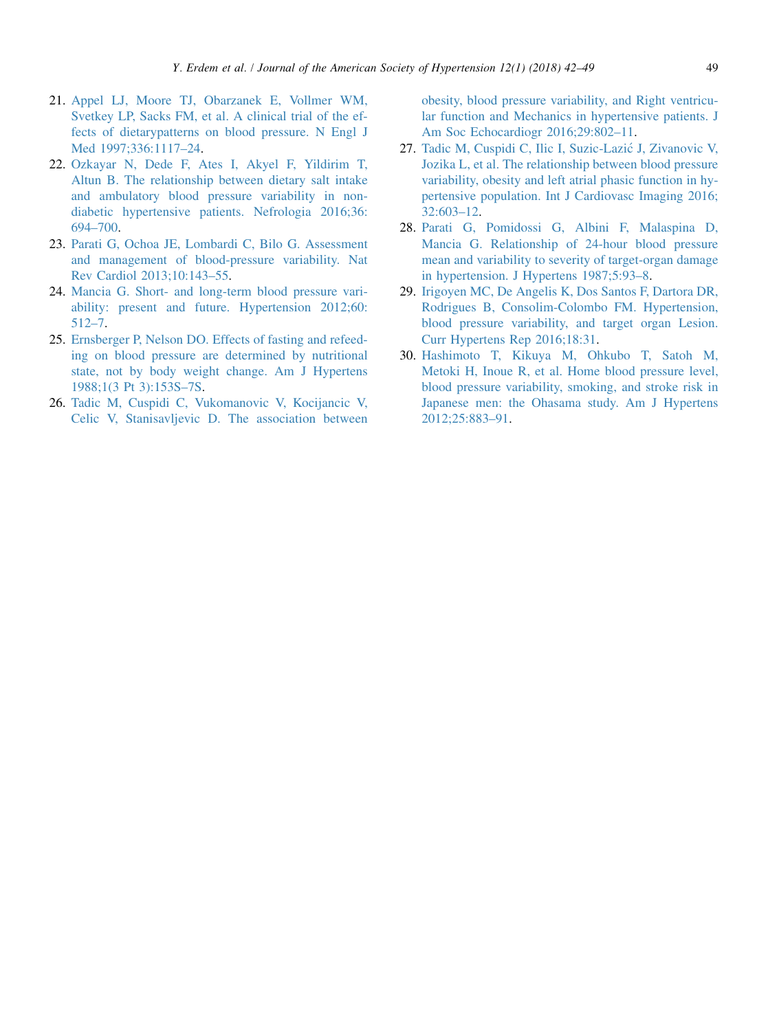21. Appel LJ, Moore TJ, Obarzanek E, Vollmer WM, Svetkey LP, Sacks FM, et al. A clinical trial of the effects of dietarypatterns on blood pressure. N Engl J Med 1997;336:1117–24.
22. Ozkayar N, Dede F, Ates I, Akyel F, Yildirim T, Altun B. The relationship between dietary salt intake and ambulatory blood pressure variability in non-diabetic hypertensive patients. Nefrologia 2016;36: 694–700.
23. Parati G, Ochoa JE, Lombardi C, Bilo G. Assessment and management of blood-pressure variability. Nat Rev Cardiol 2013;10:143–55.
24. Mancia G. Short- and long-term blood pressure variability: present and future. Hypertension 2012;60: 512–7.
25. Ernsberger P, Nelson DO. Effects of fasting and refeeding on blood pressure are determined by nutritional state, not by body weight change. Am J Hypertens 1988;1(3 Pt 3):153S–7S.
26. Tadic M, Cuspidi C, Vukomanovic V, Kocijancic V, Celic V, Stanisavljevic D. The association between obesity, blood pressure variability, and Right ventricular function and Mechanics in hypertensive patients. J Am Soc Echocardiogr 2016;29:802–11.
27. Tadic M, Cuspidi C, Ilic I, Suzic-Lazić J, Zivanovic V, Jozika L, et al. The relationship between blood pressure variability, obesity and left atrial phasic function in hypertensive population. Int J Cardiovasc Imaging 2016; 32:603–12.
28. Parati G, Pomidossi G, Albini F, Malaspina D, Mancia G. Relationship of 24-hour blood pressure mean and variability to severity of target-organ damage in hypertension. J Hypertens 1987;5:93–8.
29. Irigoyen MC, De Angelis K, Dos Santos F, Dartora DR, Rodrigues B, Consolim-Colombo FM. Hypertension, blood pressure variability, and target organ Lesion. Curr Hypertens Rep 2016;18:31.
30. Hashimoto T, Kikuya M, Ohkubo T, Satoh M, Metoki H, Inoue R, et al. Home blood pressure level, blood pressure variability, smoking, and stroke risk in Japanese men: the Ohasama study. Am J Hypertens 2012;25:883–91.